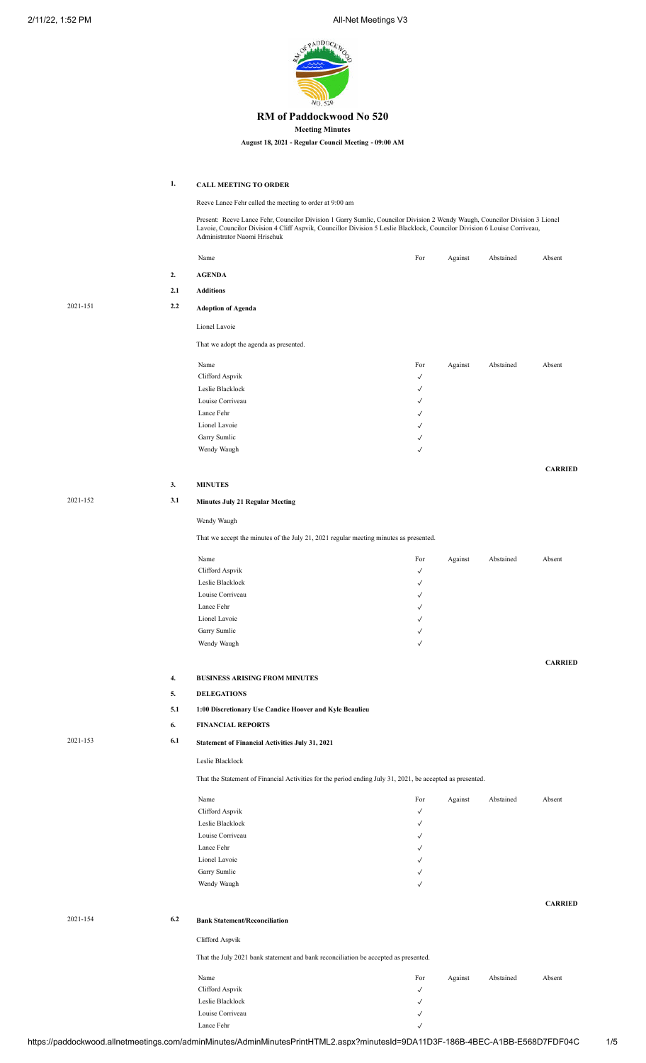# RM of Paddockwood No 520

**Meeting Minutes**

**August 18, 2021 - Regular Council Meeting - 09:00 AM**

**1. CALL MEETING TO ORDER**

Reeve Lance Fehr called the meeting to order at 9:00 am

Present: Reeve Lance Fehr, Councilor Division 1 Garry Sumlic, Councilor Division 2 Wendy Waugh, Councilor Division 3 Lionel Lavoie, Councilor Division 4 Cliff Aspvik, Councillor Division 5 Leslie Blacklock, Councilor Division 6 Louise Corriveau, Administrator Naomi Hrischuk

| Name | For | Against | Abstained | Absent |
|---|---|---|---|---|

**2. AGENDA**

**2.1 Additions**

2021-151 **2.2 Adoption of Agenda**

Lionel Lavoie

That we adopt the agenda as presented.

| Name | For | Against | Abstained | Absent |
|---|---|---|---|---|
| Clifford Aspvik | ✓ | | | |
| Leslie Blacklock | ✓ | | | |
| Louise Corriveau | ✓ | | | |
| Lance Fehr | ✓ | | | |
| Lionel Lavoie | ✓ | | | |
| Garry Sumlic | ✓ | | | |
| Wendy Waugh | ✓ | | | |

**CARRIED**

**3. MINUTES**

2021-152 **3.1 Minutes July 21 Regular Meeting**

Wendy Waugh

That we accept the minutes of the July 21, 2021 regular meeting minutes as presented.

| Name | For | Against | Abstained | Absent |
|---|---|---|---|---|
| Clifford Aspvik | ✓ | | | |
| Leslie Blacklock | ✓ | | | |
| Louise Corriveau | ✓ | | | |
| Lance Fehr | ✓ | | | |
| Lionel Lavoie | ✓ | | | |
| Garry Sumlic | ✓ | | | |
| Wendy Waugh | ✓ | | | |

**CARRIED**

**4. BUSINESS ARISING FROM MINUTES**

**5. DELEGATIONS**

**5.1 1:00 Discretionary Use Candice Hoover and Kyle Beaulieu**

**6. FINANCIAL REPORTS**

2021-153 **6.1 Statement of Financial Activities July 31, 2021**

Leslie Blacklock

That the Statement of Financial Activities for the period ending July 31, 2021, be accepted as presented.

| Name | For | Against | Abstained | Absent |
|---|---|---|---|---|
| Clifford Aspvik | ✓ | | | |
| Leslie Blacklock | ✓ | | | |
| Louise Corriveau | ✓ | | | |
| Lance Fehr | ✓ | | | |
| Lionel Lavoie | ✓ | | | |
| Garry Sumlic | ✓ | | | |
| Wendy Waugh | ✓ | | | |

**CARRIED**

2021-154 **6.2 Bank Statement/Reconciliation**

Clifford Aspvik

That the July 2021 bank statement and bank reconciliation be accepted as presented.

| Name | For | Against | Abstained | Absent |
|---|---|---|---|---|
| Clifford Aspvik | ✓ | | | |
| Leslie Blacklock | ✓ | | | |
| Louise Corriveau | ✓ | | | |
| Lance Fehr | ✓ | | | |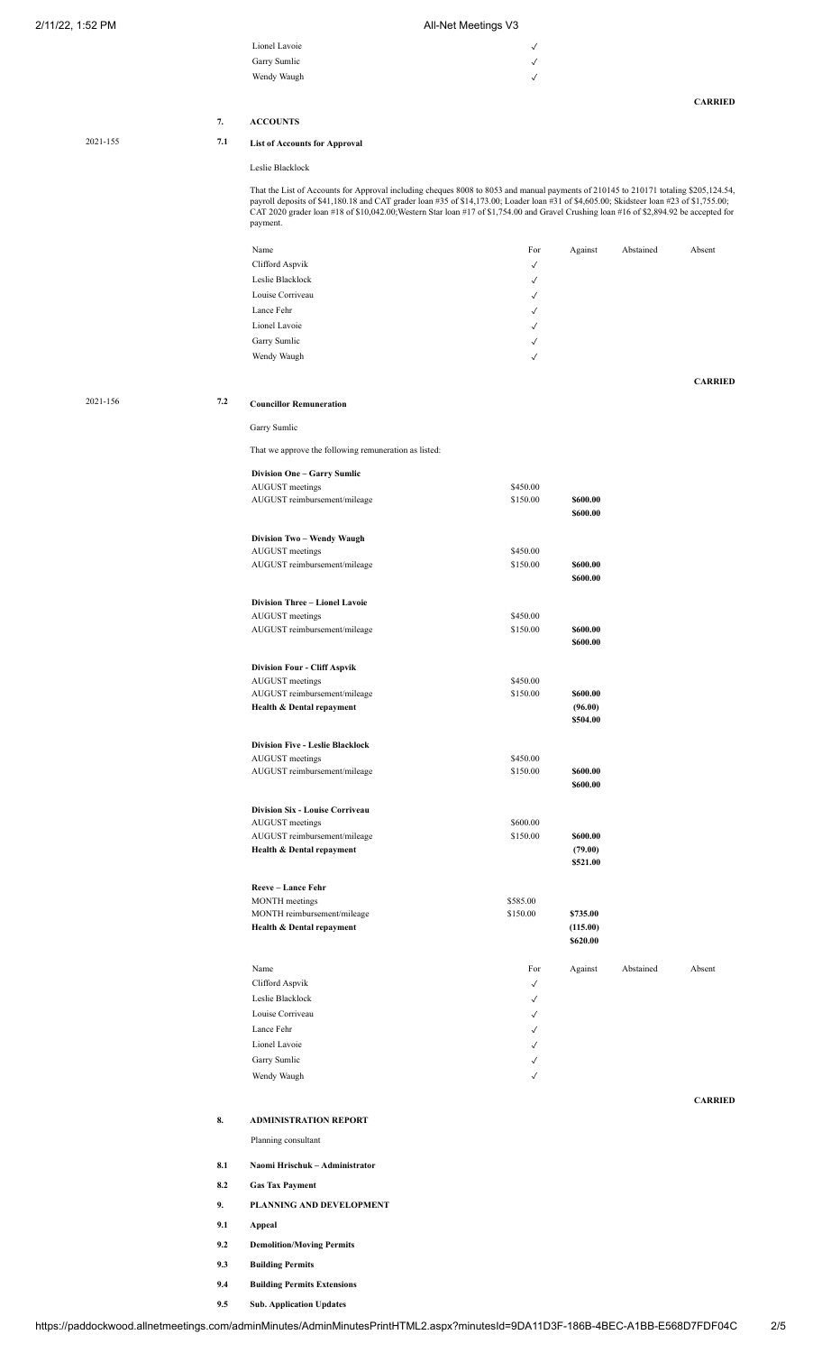| Name | For | Against | Abstained | Absent |
|---|---|---|---|---|
| Lionel Lavoie | ✓ | | | |
| Garry Sumlic | ✓ | | | |
| Wendy Waugh | ✓ | | | |

**CARRIED**

## 7. ACCOUNTS

2021-155

### 7.1 List of Accounts for Approval

Leslie Blacklock

That the List of Accounts for Approval including cheques 8008 to 8053 and manual payments of 210145 to 210171 totaling $205,124.54, payroll deposits of $41,180.18 and CAT grader loan #35 of $14,173.00; Loader loan #31 of $4,605.00; Skidsteer loan #23 of $1,755.00; CAT 2020 grader loan #18 of $10,042.00;Western Star loan #17 of $1,754.00 and Gravel Crushing loan #16 of $2,894.92 be accepted for payment.

| Name | For | Against | Abstained | Absent |
|---|---|---|---|---|
| Clifford Aspvik | ✓ | | | |
| Leslie Blacklock | ✓ | | | |
| Louise Corriveau | ✓ | | | |
| Lance Fehr | ✓ | | | |
| Lionel Lavoie | ✓ | | | |
| Garry Sumlic | ✓ | | | |
| Wendy Waugh | ✓ | | | |

**CARRIED**

2021-156

### 7.2 Councillor Remuneration

Garry Sumlic

That we approve the following remuneration as listed:

| | | |
|---|---|---|
| **Division One – Garry Sumlic** | | |
| AUGUST meetings | $450.00 | |
| AUGUST reimbursement/mileage | $150.00 | **$600.00** |
| | | **$600.00** |
| **Division Two – Wendy Waugh** | | |
| AUGUST meetings | $450.00 | |
| AUGUST reimbursement/mileage | $150.00 | **$600.00** |
| | | **$600.00** |
| **Division Three – Lionel Lavoie** | | |
| AUGUST meetings | $450.00 | |
| AUGUST reimbursement/mileage | $150.00 | **$600.00** |
| | | **$600.00** |
| **Division Four - Cliff Aspvik** | | |
| AUGUST meetings | $450.00 | |
| AUGUST reimbursement/mileage | $150.00 | **$600.00** |
| **Health & Dental repayment** | | **(96.00)** |
| | | **$504.00** |
| **Division Five - Leslie Blacklock** | | |
| AUGUST meetings | $450.00 | |
| AUGUST reimbursement/mileage | $150.00 | **$600.00** |
| | | **$600.00** |
| **Division Six - Louise Corriveau** | | |
| AUGUST meetings | $600.00 | |
| AUGUST reimbursement/mileage | $150.00 | **$600.00** |
| **Health & Dental repayment** | | **(79.00)** |
| | | **$521.00** |
| **Reeve – Lance Fehr** | | |
| MONTH meetings | $585.00 | |
| MONTH reimbursement/mileage | $150.00 | **$735.00** |
| **Health & Dental repayment** | | **(115.00)** |
| | | **$620.00** |

| Name | For | Against | Abstained | Absent |
|---|---|---|---|---|
| Clifford Aspvik | ✓ | | | |
| Leslie Blacklock | ✓ | | | |
| Louise Corriveau | ✓ | | | |
| Lance Fehr | ✓ | | | |
| Lionel Lavoie | ✓ | | | |
| Garry Sumlic | ✓ | | | |
| Wendy Waugh | ✓ | | | |

**CARRIED**

## 8. ADMINISTRATION REPORT

Planning consultant

### 8.1 Naomi Hrischuk – Administrator

### 8.2 Gas Tax Payment

## 9. PLANNING AND DEVELOPMENT

### 9.1 Appeal

### 9.2 Demolition/Moving Permits

### 9.3 Building Permits

### 9.4 Building Permits Extensions

### 9.5 Sub. Application Updates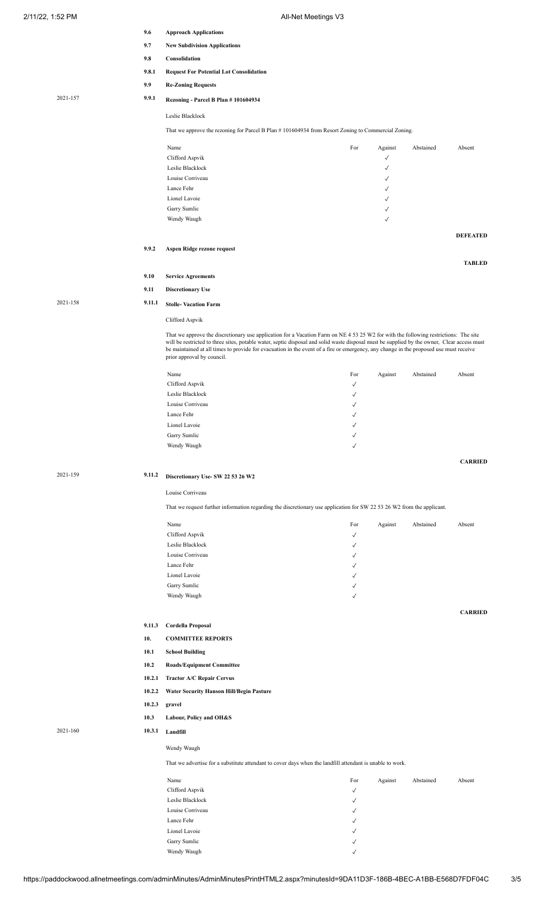**9.6** **Approach Applications**

**9.7** **New Subdivision Applications**

**9.8** **Consolidation**

**9.8.1** **Request For Potential Lot Consolidation**

**9.9** **Re-Zoning Requests**

2021-157 **9.9.1** **Rezoning - Parcel B Plan # 101604934**

Leslie Blacklock

That we approve the rezoning for Parcel B Plan # 101604934 from Resort Zoning to Commercial Zoning.

| Name | For | Against | Abstained | Absent |
|---|---|---|---|---|
| Clifford Aspvik | | ✓ | | |
| Leslie Blacklock | | ✓ | | |
| Louise Corriveau | | ✓ | | |
| Lance Fehr | | ✓ | | |
| Lionel Lavoie | | ✓ | | |
| Garry Sumlic | | ✓ | | |
| Wendy Waugh | | ✓ | | |

**DEFEATED**

**9.9.2** **Aspen Ridge rezone request**

**TABLED**

**9.10** **Service Agreements**

**9.11** **Discretionary Use**

2021-158 **9.11.1** **Stolle- Vacation Farm**

Clifford Aspvik

That we approve the discretionary use application for a Vacation Farm on NE 4 53 25 W2 for with the following restrictions: The site will be restricted to three sites, potable water, septic disposal and solid waste disposal must be supplied by the owner, Clear access must be maintained at all times to provide for evacuation in the event of a fire or emergency, any change in the proposed use must receive prior approval by council.

| Name | For | Against | Abstained | Absent |
|---|---|---|---|---|
| Clifford Aspvik | ✓ | | | |
| Leslie Blacklock | ✓ | | | |
| Louise Corriveau | ✓ | | | |
| Lance Fehr | ✓ | | | |
| Lionel Lavoie | ✓ | | | |
| Garry Sumlic | ✓ | | | |
| Wendy Waugh | ✓ | | | |

**CARRIED**

2021-159 **9.11.2** **Discretionary Use- SW 22 53 26 W2**

Louise Corriveau

That we request further information regarding the discretionary use application for SW 22 53 26 W2 from the applicant.

| Name | For | Against | Abstained | Absent |
|---|---|---|---|---|
| Clifford Aspvik | ✓ | | | |
| Leslie Blacklock | ✓ | | | |
| Louise Corriveau | ✓ | | | |
| Lance Fehr | ✓ | | | |
| Lionel Lavoie | ✓ | | | |
| Garry Sumlic | ✓ | | | |
| Wendy Waugh | ✓ | | | |

**CARRIED**

**9.11.3** **Cordella Proposal**

**10.** **COMMITTEE REPORTS**

**10.1** **School Building**

**10.2** **Roads/Equipment Committee**

**10.2.1** **Tractor A/C Repair Cervus**

**10.2.2** **Water Security Hanson Hill/Begin Pasture**

**10.2.3** **gravel**

**10.3** **Labour, Policy and OH&S**

2021-160 **10.3.1** **Landfill**

Wendy Waugh

That we advertise for a substitute attendant to cover days when the landfill attendant is unable to work.

| Name | For | Against | Abstained | Absent |
|---|---|---|---|---|
| Clifford Aspvik | ✓ | | | |
| Leslie Blacklock | ✓ | | | |
| Louise Corriveau | ✓ | | | |
| Lance Fehr | ✓ | | | |
| Lionel Lavoie | ✓ | | | |
| Garry Sumlic | ✓ | | | |
| Wendy Waugh | ✓ | | | |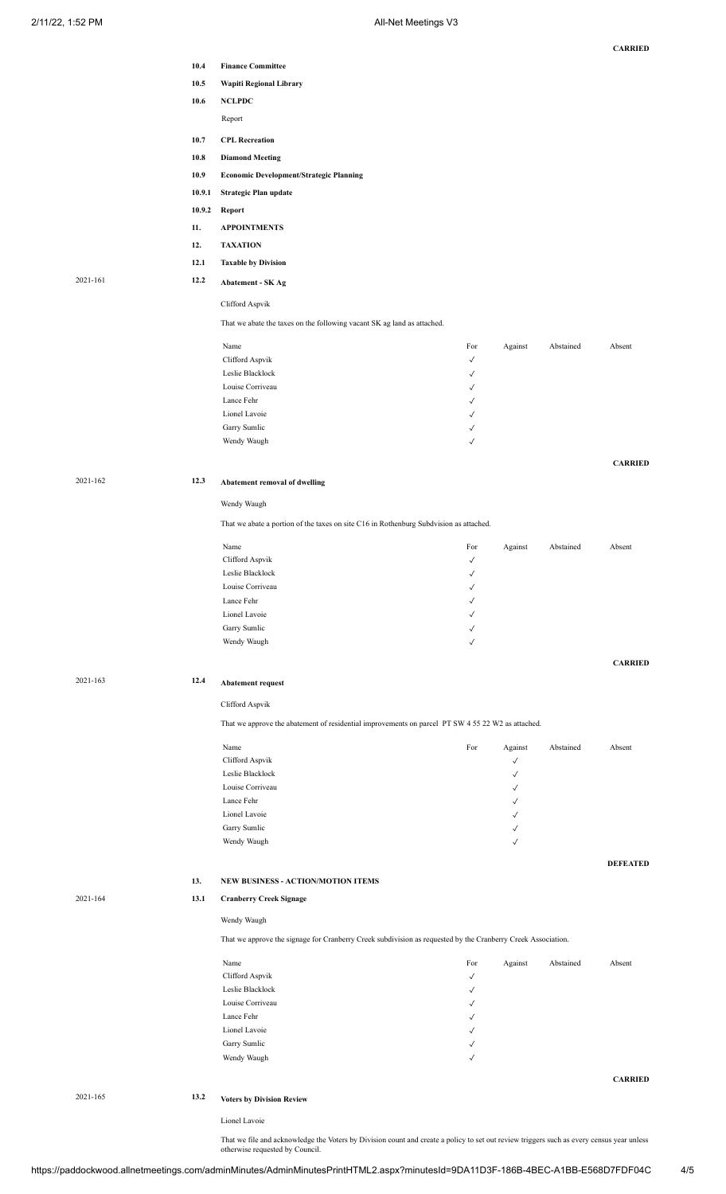**CARRIED**

**10.4 Finance Committee**

**10.5 Wapiti Regional Library**

**10.6 NCLPDC**

Report

**10.7 CPL Recreation**

**10.8 Diamond Meeting**

**10.9 Economic Development/Strategic Planning**

**10.9.1 Strategic Plan update**

**10.9.2 Report**

**11. APPOINTMENTS**

**12. TAXATION**

**12.1 Taxable by Division**

2021-161 **12.2 Abatement - SK Ag**

Clifford Aspvik

That we abate the taxes on the following vacant SK ag land as attached.

| Name | For | Against | Abstained | Absent |
|---|---|---|---|---|
| Clifford Aspvik | ✓ | | | |
| Leslie Blacklock | ✓ | | | |
| Louise Corriveau | ✓ | | | |
| Lance Fehr | ✓ | | | |
| Lionel Lavoie | ✓ | | | |
| Garry Sumlic | ✓ | | | |
| Wendy Waugh | ✓ | | | |

**CARRIED**

2021-162 **12.3 Abatement removal of dwelling**

Wendy Waugh

That we abate a portion of the taxes on site C16 in Rothenburg Subdvision as attached.

| Name | For | Against | Abstained | Absent |
|---|---|---|---|---|
| Clifford Aspvik | ✓ | | | |
| Leslie Blacklock | ✓ | | | |
| Louise Corriveau | ✓ | | | |
| Lance Fehr | ✓ | | | |
| Lionel Lavoie | ✓ | | | |
| Garry Sumlic | ✓ | | | |
| Wendy Waugh | ✓ | | | |

**CARRIED**

2021-163 **12.4 Abatement request**

Clifford Aspvik

That we approve the abatement of residential improvements on parcel PT SW 4 55 22 W2 as attached.

| Name | For | Against | Abstained | Absent |
|---|---|---|---|---|
| Clifford Aspvik | | ✓ | | |
| Leslie Blacklock | | ✓ | | |
| Louise Corriveau | | ✓ | | |
| Lance Fehr | | ✓ | | |
| Lionel Lavoie | | ✓ | | |
| Garry Sumlic | | ✓ | | |
| Wendy Waugh | | ✓ | | |

**DEFEATED**

**13. NEW BUSINESS - ACTION/MOTION ITEMS**

2021-164 **13.1 Cranberry Creek Signage**

Wendy Waugh

That we approve the signage for Cranberry Creek subdivision as requested by the Cranberry Creek Association.

| Name | For | Against | Abstained | Absent |
|---|---|---|---|---|
| Clifford Aspvik | ✓ | | | |
| Leslie Blacklock | ✓ | | | |
| Louise Corriveau | ✓ | | | |
| Lance Fehr | ✓ | | | |
| Lionel Lavoie | ✓ | | | |
| Garry Sumlic | ✓ | | | |
| Wendy Waugh | ✓ | | | |

**CARRIED**

2021-165 **13.2 Voters by Division Review**

Lionel Lavoie

That we file and acknowledge the Voters by Division count and create a policy to set out review triggers such as every census year unless otherwise requested by Council.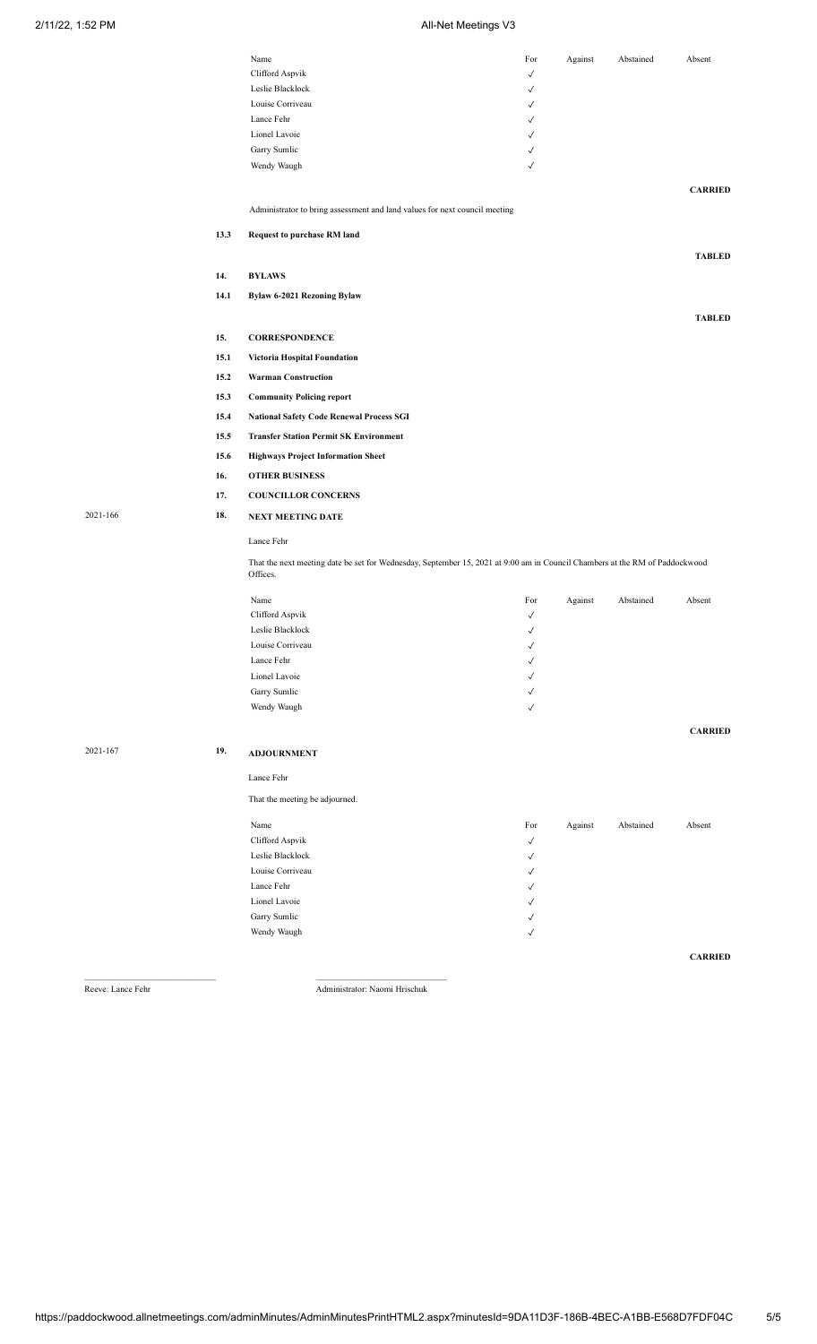| Name | For | Against | Abstained | Absent |
|---|---|---|---|---|
| Clifford Aspvik | ✓ | | | |
| Leslie Blacklock | ✓ | | | |
| Louise Corriveau | ✓ | | | |
| Lance Fehr | ✓ | | | |
| Lionel Lavoie | ✓ | | | |
| Garry Sumlic | ✓ | | | |
| Wendy Waugh | ✓ | | | |

**CARRIED**

Administrator to bring assessment and land values for next council meeting

**13.3 Request to purchase RM land**

**TABLED**

**14. BYLAWS**

**14.1 Bylaw 6-2021 Rezoning Bylaw**

**TABLED**

**15. CORRESPONDENCE**

**15.1 Victoria Hospital Foundation**

**15.2 Warman Construction**

**15.3 Community Policing report**

**15.4 National Safety Code Renewal Process SGI**

**15.5 Transfer Station Permit SK Environment**

**15.6 Highways Project Information Sheet**

**16. OTHER BUSINESS**

**17. COUNCILLOR CONCERNS**

2021-166 **18. NEXT MEETING DATE**

Lance Fehr

That the next meeting date be set for Wednesday, September 15, 2021 at 9:00 am in Council Chambers at the RM of Paddockwood Offices.

| Name | For | Against | Abstained | Absent |
|---|---|---|---|---|
| Clifford Aspvik | ✓ | | | |
| Leslie Blacklock | ✓ | | | |
| Louise Corriveau | ✓ | | | |
| Lance Fehr | ✓ | | | |
| Lionel Lavoie | ✓ | | | |
| Garry Sumlic | ✓ | | | |
| Wendy Waugh | ✓ | | | |

**CARRIED**

2021-167 **19. ADJOURNMENT**

Lance Fehr

That the meeting be adjourned.

| Name | For | Against | Abstained | Absent |
|---|---|---|---|---|
| Clifford Aspvik | ✓ | | | |
| Leslie Blacklock | ✓ | | | |
| Louise Corriveau | ✓ | | | |
| Lance Fehr | ✓ | | | |
| Lionel Lavoie | ✓ | | | |
| Garry Sumlic | ✓ | | | |
| Wendy Waugh | ✓ | | | |

**CARRIED**

\_\_\_\_\_\_\_\_\_\_\_\_\_\_\_\_\_\_\_\_\_\_\_\_\_\_\_\_ \_\_\_\_\_\_\_\_\_\_\_\_\_\_\_\_\_\_\_\_\_\_\_\_\_\_\_\_

Reeve: Lance Fehr Administrator: Naomi Hrischuk